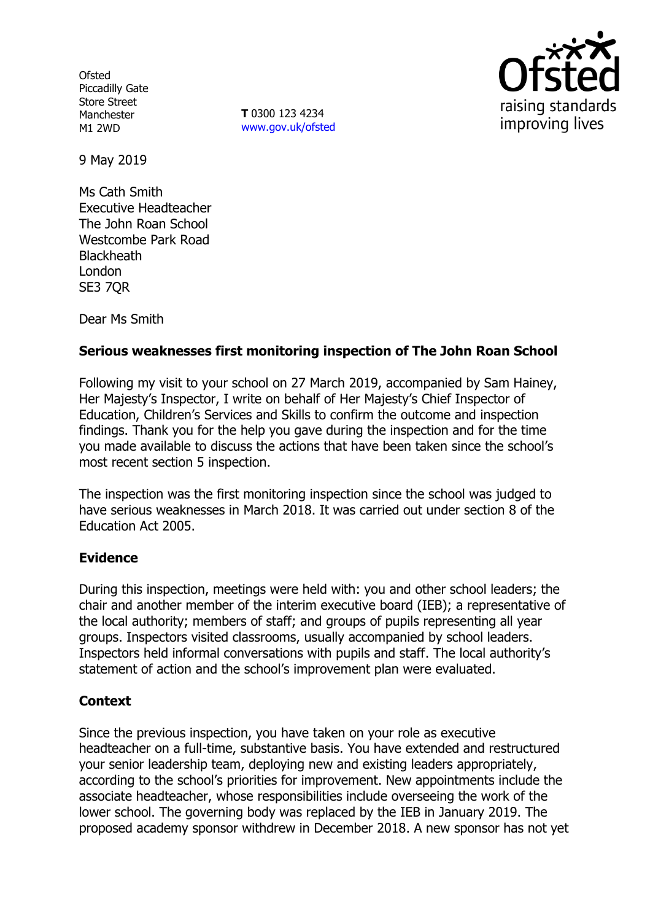Ofsted
Piccadilly Gate
Store Street
Manchester
M1 2WD

**T** 0300 123 4234
www.gov.uk/ofsted

Ofsted
raising standards
improving lives

9 May 2019

Ms Cath Smith
Executive Headteacher
The John Roan School
Westcombe Park Road
Blackheath
London
SE3 7QR

Dear Ms Smith

**Serious weaknesses first monitoring inspection of The John Roan School**

Following my visit to your school on 27 March 2019, accompanied by Sam Hainey, Her Majesty's Inspector, I write on behalf of Her Majesty's Chief Inspector of Education, Children's Services and Skills to confirm the outcome and inspection findings. Thank you for the help you gave during the inspection and for the time you made available to discuss the actions that have been taken since the school's most recent section 5 inspection.

The inspection was the first monitoring inspection since the school was judged to have serious weaknesses in March 2018. It was carried out under section 8 of the Education Act 2005.

## Evidence

During this inspection, meetings were held with: you and other school leaders; the chair and another member of the interim executive board (IEB); a representative of the local authority; members of staff; and groups of pupils representing all year groups. Inspectors visited classrooms, usually accompanied by school leaders. Inspectors held informal conversations with pupils and staff. The local authority's statement of action and the school's improvement plan were evaluated.

## Context

Since the previous inspection, you have taken on your role as executive headteacher on a full-time, substantive basis. You have extended and restructured your senior leadership team, deploying new and existing leaders appropriately, according to the school's priorities for improvement. New appointments include the associate headteacher, whose responsibilities include overseeing the work of the lower school. The governing body was replaced by the IEB in January 2019. The proposed academy sponsor withdrew in December 2018. A new sponsor has not yet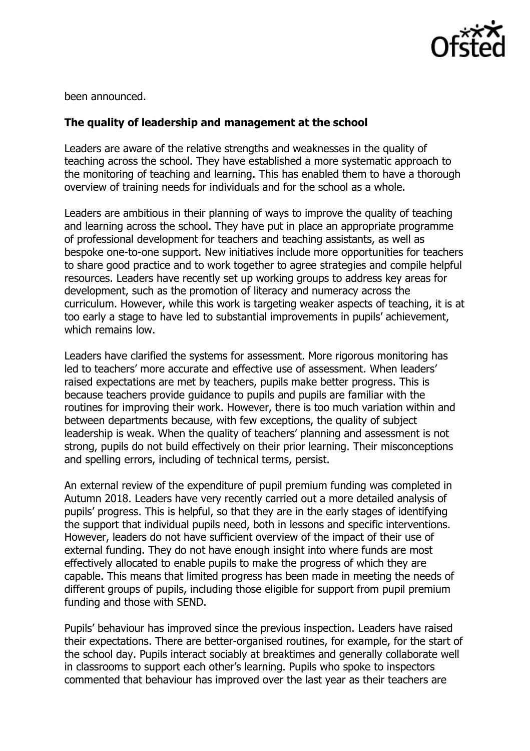been announced.

**The quality of leadership and management at the school**

Leaders are aware of the relative strengths and weaknesses in the quality of teaching across the school. They have established a more systematic approach to the monitoring of teaching and learning. This has enabled them to have a thorough overview of training needs for individuals and for the school as a whole.

Leaders are ambitious in their planning of ways to improve the quality of teaching and learning across the school. They have put in place an appropriate programme of professional development for teachers and teaching assistants, as well as bespoke one-to-one support. New initiatives include more opportunities for teachers to share good practice and to work together to agree strategies and compile helpful resources. Leaders have recently set up working groups to address key areas for development, such as the promotion of literacy and numeracy across the curriculum. However, while this work is targeting weaker aspects of teaching, it is at too early a stage to have led to substantial improvements in pupils' achievement, which remains low.

Leaders have clarified the systems for assessment. More rigorous monitoring has led to teachers' more accurate and effective use of assessment. When leaders' raised expectations are met by teachers, pupils make better progress. This is because teachers provide guidance to pupils and pupils are familiar with the routines for improving their work. However, there is too much variation within and between departments because, with few exceptions, the quality of subject leadership is weak. When the quality of teachers' planning and assessment is not strong, pupils do not build effectively on their prior learning. Their misconceptions and spelling errors, including of technical terms, persist.

An external review of the expenditure of pupil premium funding was completed in Autumn 2018. Leaders have very recently carried out a more detailed analysis of pupils' progress. This is helpful, so that they are in the early stages of identifying the support that individual pupils need, both in lessons and specific interventions. However, leaders do not have sufficient overview of the impact of their use of external funding. They do not have enough insight into where funds are most effectively allocated to enable pupils to make the progress of which they are capable. This means that limited progress has been made in meeting the needs of different groups of pupils, including those eligible for support from pupil premium funding and those with SEND.

Pupils' behaviour has improved since the previous inspection. Leaders have raised their expectations. There are better-organised routines, for example, for the start of the school day. Pupils interact sociably at breaktimes and generally collaborate well in classrooms to support each other's learning. Pupils who spoke to inspectors commented that behaviour has improved over the last year as their teachers are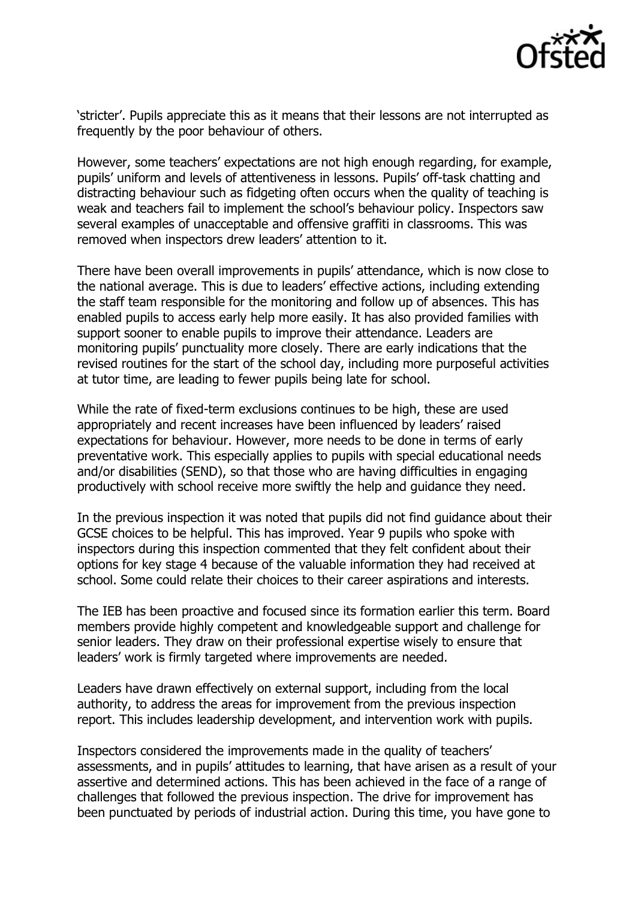'stricter'. Pupils appreciate this as it means that their lessons are not interrupted as frequently by the poor behaviour of others.

However, some teachers' expectations are not high enough regarding, for example, pupils' uniform and levels of attentiveness in lessons. Pupils' off-task chatting and distracting behaviour such as fidgeting often occurs when the quality of teaching is weak and teachers fail to implement the school's behaviour policy. Inspectors saw several examples of unacceptable and offensive graffiti in classrooms. This was removed when inspectors drew leaders' attention to it.

There have been overall improvements in pupils' attendance, which is now close to the national average. This is due to leaders' effective actions, including extending the staff team responsible for the monitoring and follow up of absences. This has enabled pupils to access early help more easily. It has also provided families with support sooner to enable pupils to improve their attendance. Leaders are monitoring pupils' punctuality more closely. There are early indications that the revised routines for the start of the school day, including more purposeful activities at tutor time, are leading to fewer pupils being late for school.

While the rate of fixed-term exclusions continues to be high, these are used appropriately and recent increases have been influenced by leaders' raised expectations for behaviour. However, more needs to be done in terms of early preventative work. This especially applies to pupils with special educational needs and/or disabilities (SEND), so that those who are having difficulties in engaging productively with school receive more swiftly the help and guidance they need.

In the previous inspection it was noted that pupils did not find guidance about their GCSE choices to be helpful. This has improved. Year 9 pupils who spoke with inspectors during this inspection commented that they felt confident about their options for key stage 4 because of the valuable information they had received at school. Some could relate their choices to their career aspirations and interests.

The IEB has been proactive and focused since its formation earlier this term. Board members provide highly competent and knowledgeable support and challenge for senior leaders. They draw on their professional expertise wisely to ensure that leaders' work is firmly targeted where improvements are needed.

Leaders have drawn effectively on external support, including from the local authority, to address the areas for improvement from the previous inspection report. This includes leadership development, and intervention work with pupils.

Inspectors considered the improvements made in the quality of teachers' assessments, and in pupils' attitudes to learning, that have arisen as a result of your assertive and determined actions. This has been achieved in the face of a range of challenges that followed the previous inspection. The drive for improvement has been punctuated by periods of industrial action. During this time, you have gone to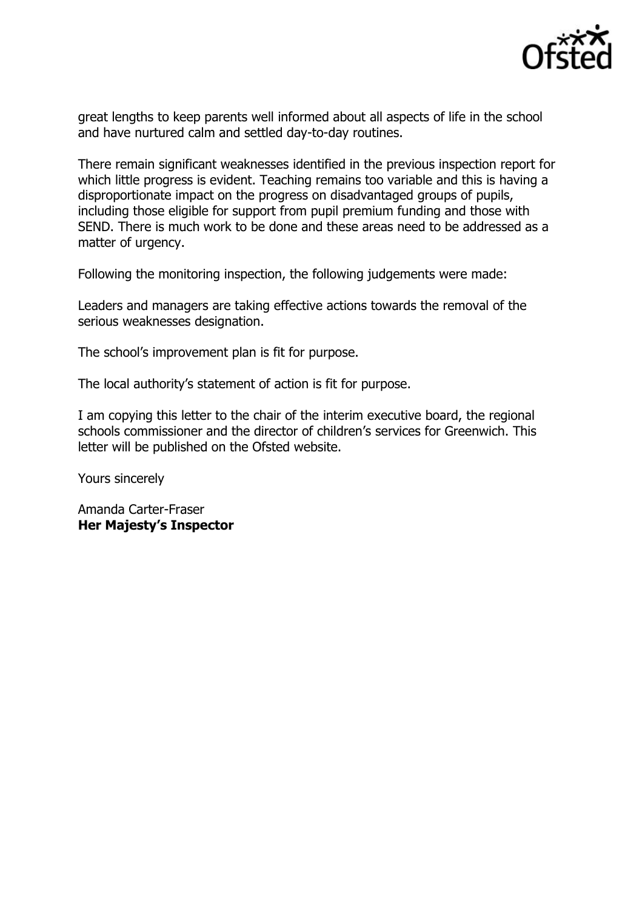great lengths to keep parents well informed about all aspects of life in the school and have nurtured calm and settled day-to-day routines.

There remain significant weaknesses identified in the previous inspection report for which little progress is evident. Teaching remains too variable and this is having a disproportionate impact on the progress on disadvantaged groups of pupils, including those eligible for support from pupil premium funding and those with SEND. There is much work to be done and these areas need to be addressed as a matter of urgency.

Following the monitoring inspection, the following judgements were made:

Leaders and managers are taking effective actions towards the removal of the serious weaknesses designation.

The school's improvement plan is fit for purpose.

The local authority's statement of action is fit for purpose.

I am copying this letter to the chair of the interim executive board, the regional schools commissioner and the director of children's services for Greenwich. This letter will be published on the Ofsted website.

Yours sincerely

Amanda Carter-Fraser
**Her Majesty's Inspector**